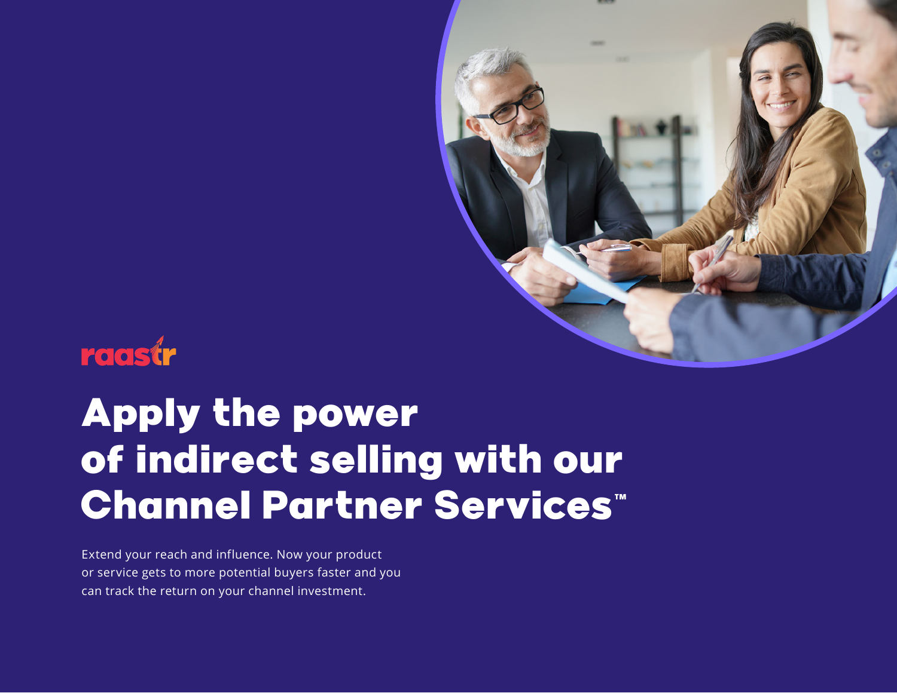raastr

# Apply the power of indirect selling with our Channel Partner Services™

Extend your reach and influence. Now your product or service gets to more potential buyers faster and you can track the return on your channel investment.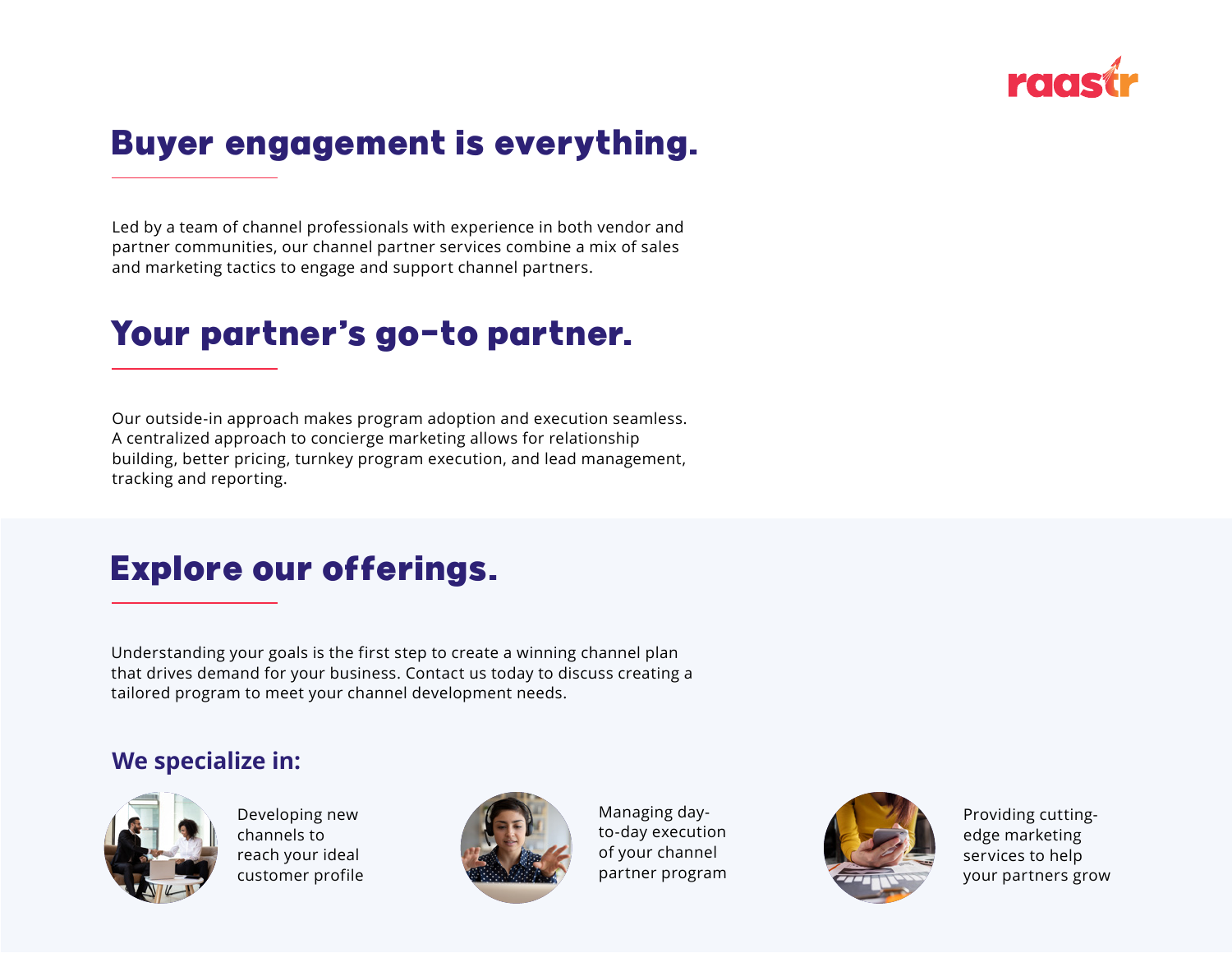## Buyer engagement is everything.

Led by a team of channel professionals with experience in both vendor and partner communities, our channel partner services combine a mix of sales and marketing tactics to engage and support channel partners.

## Your partner's go-to partner.

Our outside-in approach makes program adoption and execution seamless. A centralized approach to concierge marketing allows for relationship building, better pricing, turnkey program execution, and lead management, tracking and reporting.

## Explore our offerings.

Understanding your goals is the first step to create a winning channel plan that drives demand for your business. Contact us today to discuss creating a tailored program to meet your channel development needs.

### We specialize in:

- Developing new channels to reach your ideal customer profile
- Managing day-to-day execution of your channel partner program
- Providing cutting-edge marketing services to help your partners grow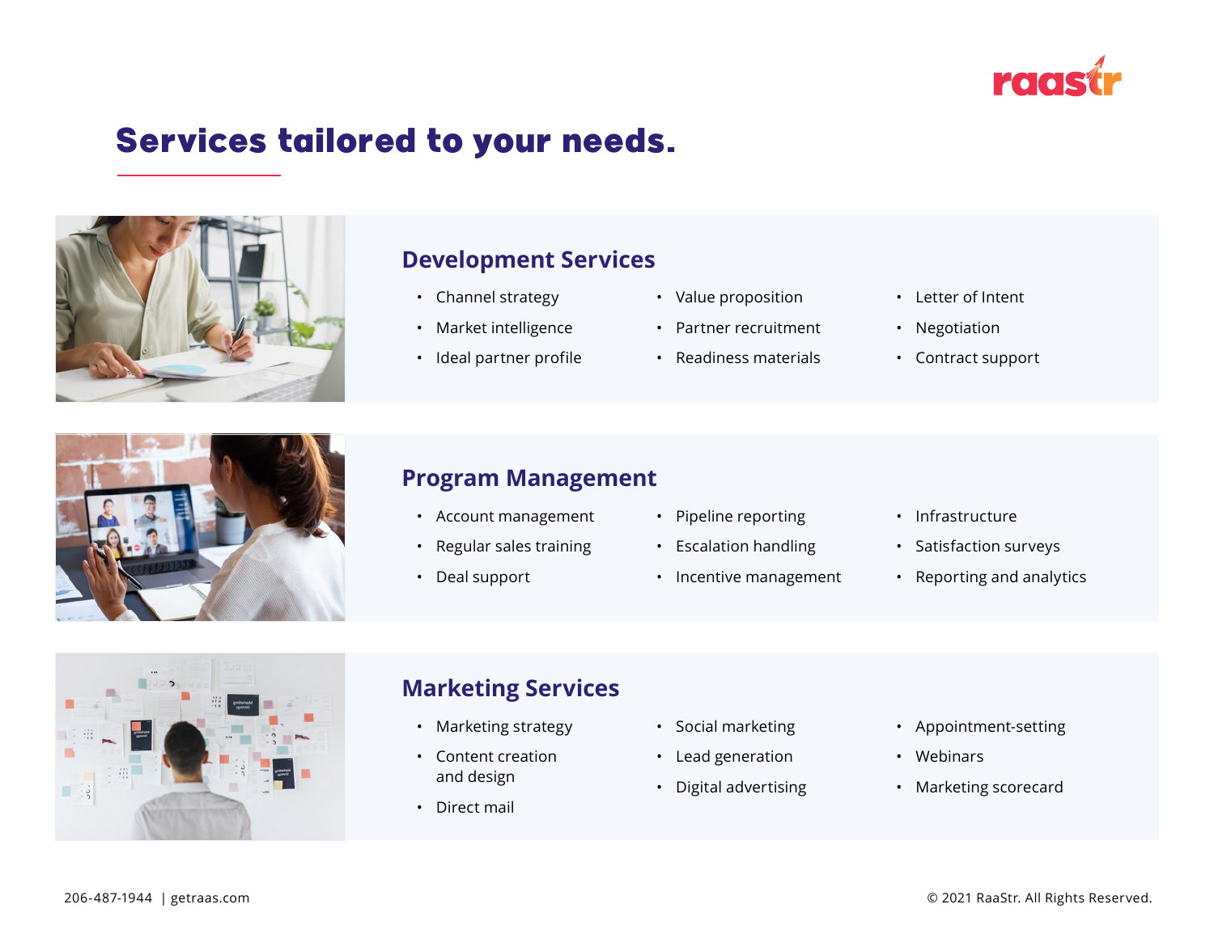raastr

# Services tailored to your needs.

## Development Services

- Channel strategy
- Market intelligence
- Ideal partner profile
- Value proposition
- Partner recruitment
- Readiness materials
- Letter of Intent
- Negotiation
- Contract support

## Program Management

- Account management
- Regular sales training
- Deal support
- Pipeline reporting
- Escalation handling
- Incentive management
- Infrastructure
- Satisfaction surveys
- Reporting and analytics

## Marketing Services

- Marketing strategy
- Content creation and design
- Direct mail
- Social marketing
- Lead generation
- Digital advertising
- Appointment-setting
- Webinars
- Marketing scorecard

206-487-1944 | getraas.com

© 2021 RaaStr. All Rights Reserved.